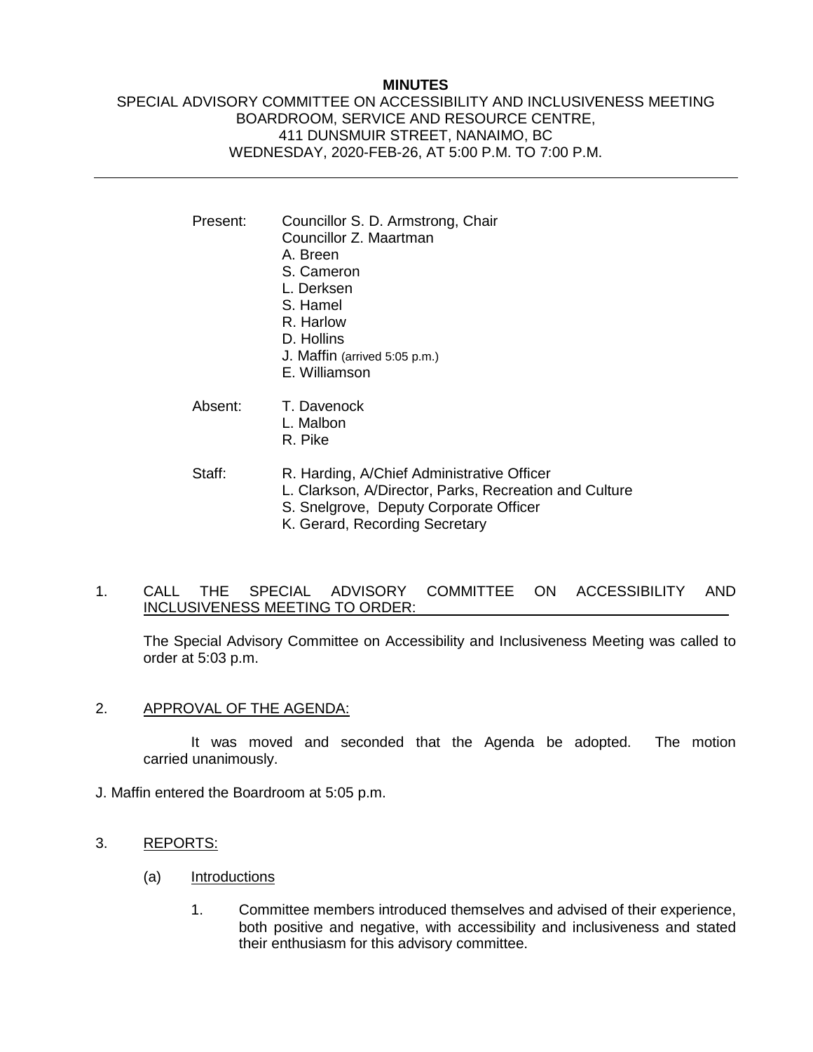**MINUTES**

SPECIAL ADVISORY COMMITTEE ON ACCESSIBILITY AND INCLUSIVENESS MEETING
BOARDROOM, SERVICE AND RESOURCE CENTRE,
411 DUNSMUIR STREET, NANAIMO, BC
WEDNESDAY, 2020-FEB-26, AT 5:00 P.M. TO 7:00 P.M.

---

Present: Councillor S. D. Armstrong, Chair
Councillor Z. Maartman
A. Breen
S. Cameron
L. Derksen
S. Hamel
R. Harlow
D. Hollins
J. Maffin (arrived 5:05 p.m.)
E. Williamson

Absent: T. Davenock
L. Malbon
R. Pike

Staff: R. Harding, A/Chief Administrative Officer
L. Clarkson, A/Director, Parks, Recreation and Culture
S. Snelgrove, Deputy Corporate Officer
K. Gerard, Recording Secretary

1. CALL THE SPECIAL ADVISORY COMMITTEE ON ACCESSIBILITY AND INCLUSIVENESS MEETING TO ORDER:

   The Special Advisory Committee on Accessibility and Inclusiveness Meeting was called to order at 5:03 p.m.

2. APPROVAL OF THE AGENDA:

   It was moved and seconded that the Agenda be adopted. The motion carried unanimously.

J. Maffin entered the Boardroom at 5:05 p.m.

3. REPORTS:

   (a) Introductions

      1. Committee members introduced themselves and advised of their experience, both positive and negative, with accessibility and inclusiveness and stated their enthusiasm for this advisory committee.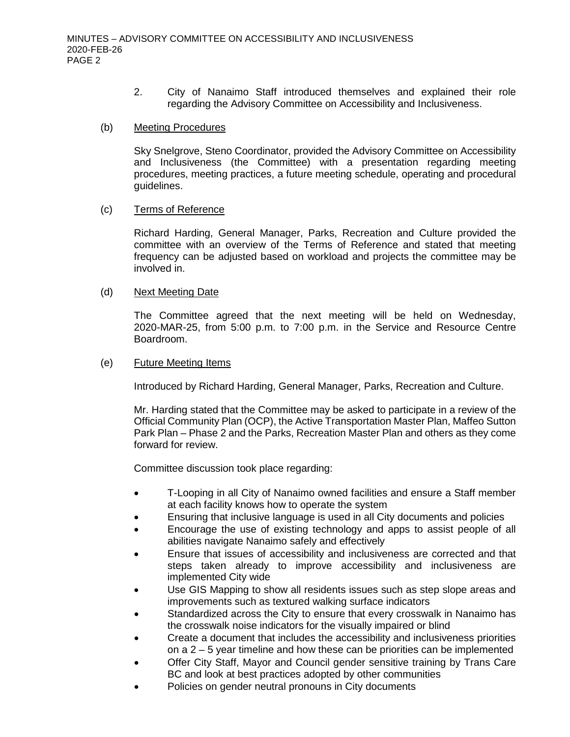2. City of Nanaimo Staff introduced themselves and explained their role regarding the Advisory Committee on Accessibility and Inclusiveness.

(b) Meeting Procedures

Sky Snelgrove, Steno Coordinator, provided the Advisory Committee on Accessibility and Inclusiveness (the Committee) with a presentation regarding meeting procedures, meeting practices, a future meeting schedule, operating and procedural guidelines.

(c) Terms of Reference

Richard Harding, General Manager, Parks, Recreation and Culture provided the committee with an overview of the Terms of Reference and stated that meeting frequency can be adjusted based on workload and projects the committee may be involved in.

(d) Next Meeting Date

The Committee agreed that the next meeting will be held on Wednesday, 2020-MAR-25, from 5:00 p.m. to 7:00 p.m. in the Service and Resource Centre Boardroom.

(e) Future Meeting Items

Introduced by Richard Harding, General Manager, Parks, Recreation and Culture.

Mr. Harding stated that the Committee may be asked to participate in a review of the Official Community Plan (OCP), the Active Transportation Master Plan, Maffeo Sutton Park Plan – Phase 2 and the Parks, Recreation Master Plan and others as they come forward for review.

Committee discussion took place regarding:

- T-Looping in all City of Nanaimo owned facilities and ensure a Staff member at each facility knows how to operate the system
- Ensuring that inclusive language is used in all City documents and policies
- Encourage the use of existing technology and apps to assist people of all abilities navigate Nanaimo safely and effectively
- Ensure that issues of accessibility and inclusiveness are corrected and that steps taken already to improve accessibility and inclusiveness are implemented City wide
- Use GIS Mapping to show all residents issues such as step slope areas and improvements such as textured walking surface indicators
- Standardized across the City to ensure that every crosswalk in Nanaimo has the crosswalk noise indicators for the visually impaired or blind
- Create a document that includes the accessibility and inclusiveness priorities on a 2 – 5 year timeline and how these can be priorities can be implemented
- Offer City Staff, Mayor and Council gender sensitive training by Trans Care BC and look at best practices adopted by other communities
- Policies on gender neutral pronouns in City documents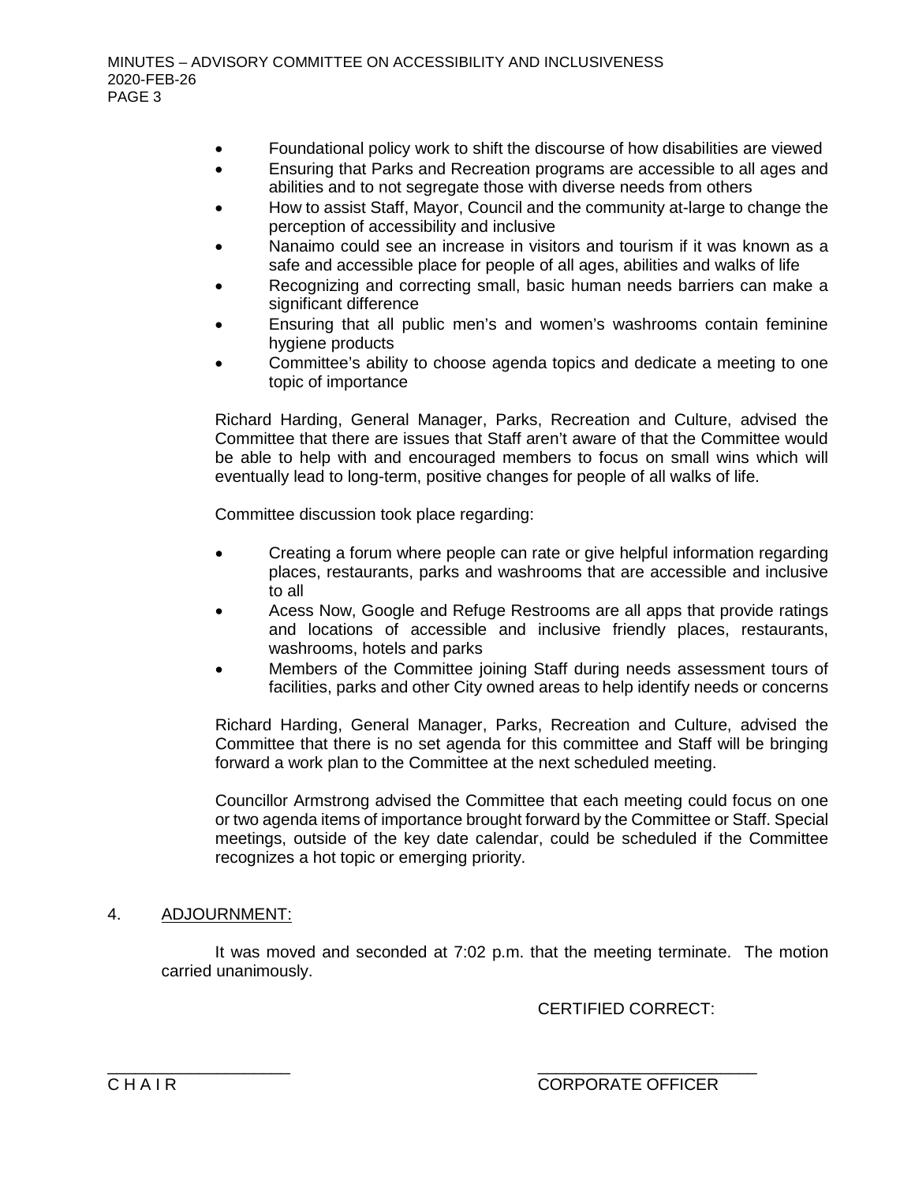- Foundational policy work to shift the discourse of how disabilities are viewed
- Ensuring that Parks and Recreation programs are accessible to all ages and abilities and to not segregate those with diverse needs from others
- How to assist Staff, Mayor, Council and the community at-large to change the perception of accessibility and inclusive
- Nanaimo could see an increase in visitors and tourism if it was known as a safe and accessible place for people of all ages, abilities and walks of life
- Recognizing and correcting small, basic human needs barriers can make a significant difference
- Ensuring that all public men's and women's washrooms contain feminine hygiene products
- Committee's ability to choose agenda topics and dedicate a meeting to one topic of importance

Richard Harding, General Manager, Parks, Recreation and Culture, advised the Committee that there are issues that Staff aren't aware of that the Committee would be able to help with and encouraged members to focus on small wins which will eventually lead to long-term, positive changes for people of all walks of life.

Committee discussion took place regarding:

- Creating a forum where people can rate or give helpful information regarding places, restaurants, parks and washrooms that are accessible and inclusive to all
- Acess Now, Google and Refuge Restrooms are all apps that provide ratings and locations of accessible and inclusive friendly places, restaurants, washrooms, hotels and parks
- Members of the Committee joining Staff during needs assessment tours of facilities, parks and other City owned areas to help identify needs or concerns

Richard Harding, General Manager, Parks, Recreation and Culture, advised the Committee that there is no set agenda for this committee and Staff will be bringing forward a work plan to the Committee at the next scheduled meeting.

Councillor Armstrong advised the Committee that each meeting could focus on one or two agenda items of importance brought forward by the Committee or Staff. Special meetings, outside of the key date calendar, could be scheduled if the Committee recognizes a hot topic or emerging priority.

4. ADJOURNMENT:

It was moved and seconded at 7:02 p.m. that the meeting terminate. The motion carried unanimously.

CERTIFIED CORRECT:

\_\_\_\_\_\_\_\_\_\_\_\_\_\_\_\_\_\_\_\_
C H A I R

\_\_\_\_\_\_\_\_\_\_\_\_\_\_\_\_\_\_\_\_
CORPORATE OFFICER